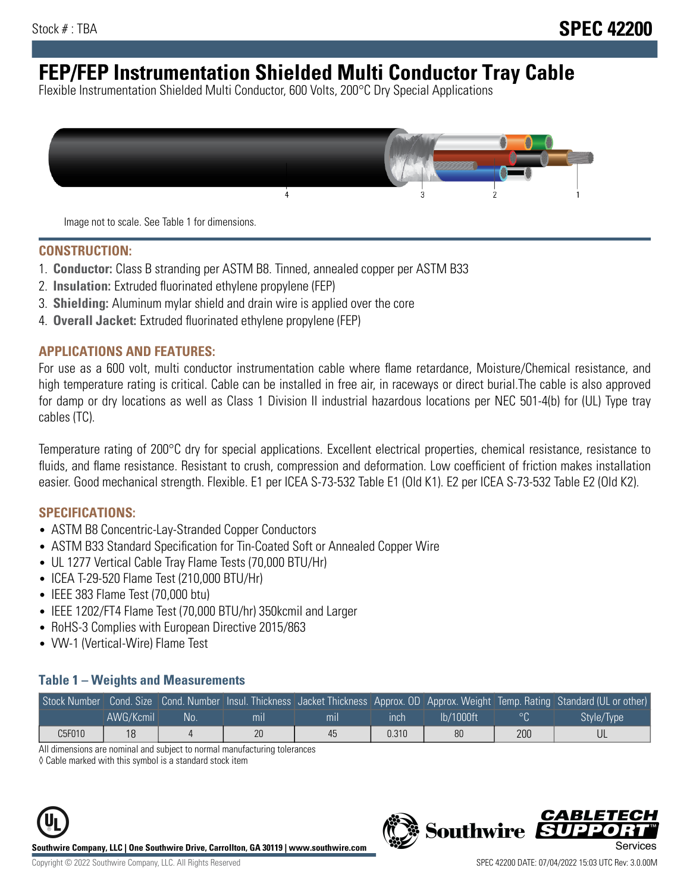Stock # : TBA

**SPEC 42200**

# FEP/FEP Instrumentation Shielded Multi Conductor Tray Cable

Flexible Instrumentation Shielded Multi Conductor, 600 Volts, 200°C Dry Special Applications

Image not to scale. See Table 1 for dimensions.

## CONSTRUCTION:

1. **Conductor:** Class B stranding per ASTM B8. Tinned, annealed copper per ASTM B33
2. **Insulation:** Extruded fluorinated ethylene propylene (FEP)
3. **Shielding:** Aluminum mylar shield and drain wire is applied over the core
4. **Overall Jacket:** Extruded fluorinated ethylene propylene (FEP)

## APPLICATIONS AND FEATURES:

For use as a 600 volt, multi conductor instrumentation cable where flame retardance, Moisture/Chemical resistance, and high temperature rating is critical. Cable can be installed in free air, in raceways or direct burial.The cable is also approved for damp or dry locations as well as Class 1 Division II industrial hazardous locations per NEC 501-4(b) for (UL) Type tray cables (TC).

Temperature rating of 200°C dry for special applications. Excellent electrical properties, chemical resistance, resistance to fluids, and flame resistance. Resistant to crush, compression and deformation. Low coefficient of friction makes installation easier. Good mechanical strength. Flexible. E1 per ICEA S-73-532 Table E1 (Old K1). E2 per ICEA S-73-532 Table E2 (Old K2).

## SPECIFICATIONS:

- ASTM B8 Concentric-Lay-Stranded Copper Conductors
- ASTM B33 Standard Specification for Tin-Coated Soft or Annealed Copper Wire
- UL 1277 Vertical Cable Tray Flame Tests (70,000 BTU/Hr)
- ICEA T-29-520 Flame Test (210,000 BTU/Hr)
- IEEE 383 Flame Test (70,000 btu)
- IEEE 1202/FT4 Flame Test (70,000 BTU/hr) 350kcmil and Larger
- RoHS-3 Complies with European Directive 2015/863
- VW-1 (Vertical-Wire) Flame Test

### Table 1 – Weights and Measurements

| Stock Number | Cond. Size | Cond. Number | Insul. Thickness | Jacket Thickness | Approx. OD | Approx. Weight | Temp. Rating | Standard (UL or other) |
|---|---|---|---|---|---|---|---|---|
| | AWG/Kcmil | No. | mil | mil | inch | lb/1000ft | °C | Style/Type |
| C5F010 | 18 | 4 | 20 | 45 | 0.310 | 80 | 200 | UL |

All dimensions are nominal and subject to normal manufacturing tolerances

◊ Cable marked with this symbol is a standard stock item

**Southwire Company, LLC | One Southwire Drive, Carrollton, GA 30119 | www.southwire.com**

Copyright © 2022 Southwire Company, LLC. All Rights Reserved

SPEC 42200 DATE: 07/04/2022 15:03 UTC Rev: 3.0.00M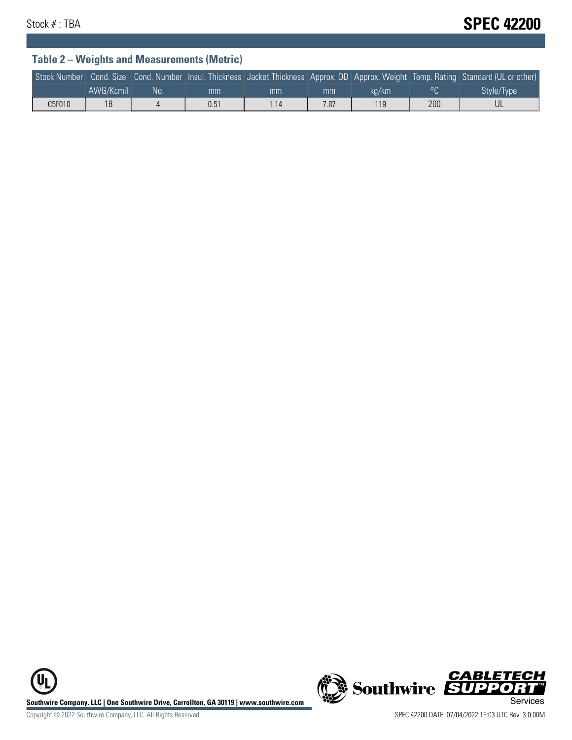### Table 2 – Weights and Measurements (Metric)

| Stock Number | Cond. Size | Cond. Number | Insul. Thickness | Jacket Thickness | Approx. OD | Approx. Weight | Temp. Rating | Standard (UL or other) |
|---|---|---|---|---|---|---|---|---|
| | AWG/Kcmil | No. | mm | mm | mm | kg/km | °C | Style/Type |
| C5F010 | 18 | 4 | 0.51 | 1.14 | 7.87 | 119 | 200 | UL |

**Southwire Company, LLC | One Southwire Drive, Carrollton, GA 30119 | www.southwire.com**

Copyright © 2022 Southwire Company, LLC. All Rights Reserved

SPEC 42200 DATE: 07/04/2022 15:03 UTC Rev: 3.0.00M